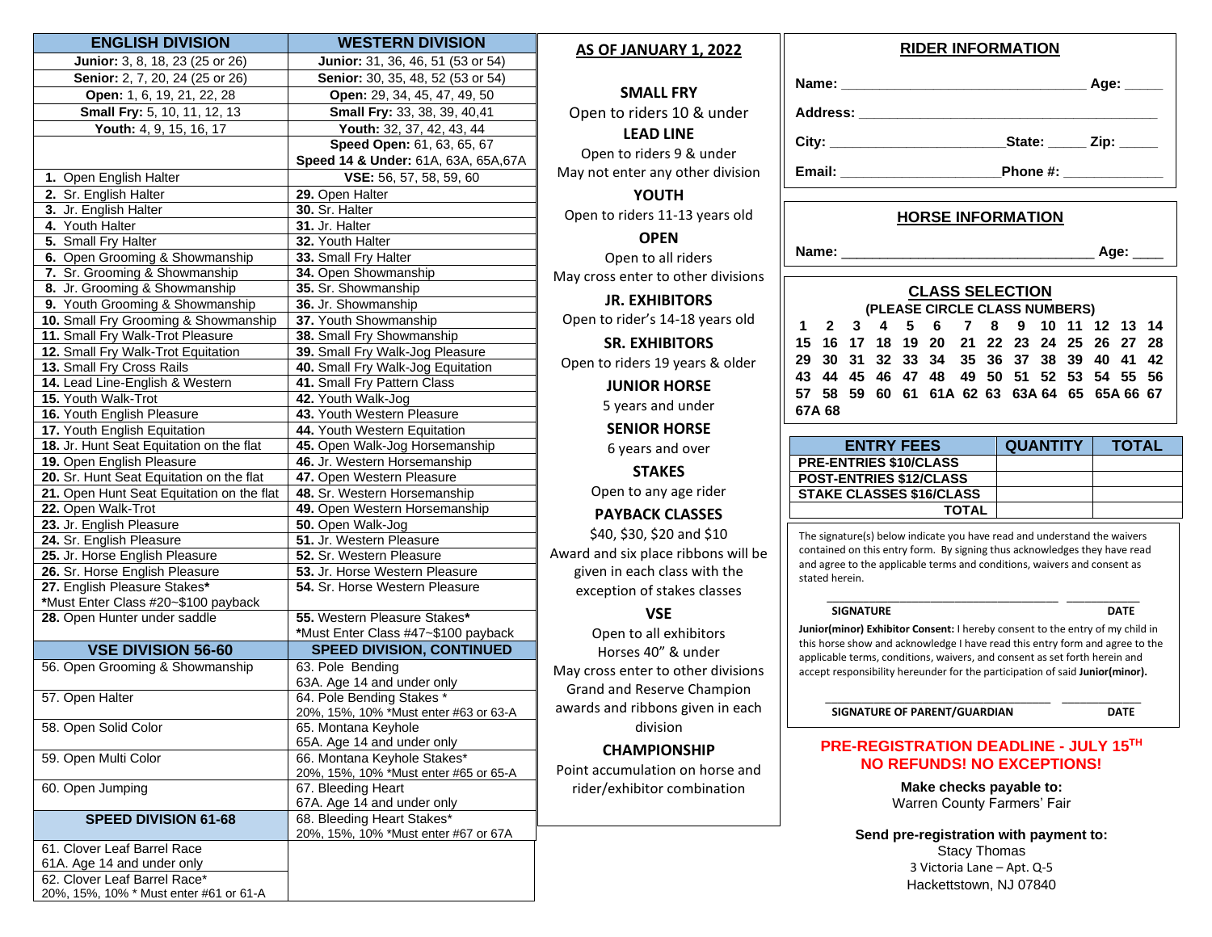| ENGLISH DIVISION | WESTERN DIVISION |
|---|---|
| **Junior:** 3, 8, 18, 23 (25 or 26) | **Junior:** 31, 36, 46, 51 (53 or 54) |
| **Senior:** 2, 7, 20, 24 (25 or 26) | **Senior:** 30, 35, 48, 52 (53 or 54) |
| **Open:** 1, 6, 19, 21, 22, 28 | **Open:** 29, 34, 45, 47, 49, 50 |
| **Small Fry:** 5, 10, 11, 12, 13 | **Small Fry:** 33, 38, 39, 40,41 |
| **Youth:** 4, 9, 15, 16, 17 | **Youth:** 32, 37, 42, 43, 44 |
| | **Speed Open:** 61, 63, 65, 67 |
| | **Speed 14 & Under:** 61A, 63A, 65A,67A |
| **1.** Open English Halter | **VSE:** 56, 57, 58, 59, 60 |
| **2.** Sr. English Halter | **29.** Open Halter |
| **3.** Jr. English Halter | **30.** Sr. Halter |
| **4.** Youth Halter | **31.** Jr. Halter |
| **5.** Small Fry Halter | **32.** Youth Halter |
| **6.** Open Grooming & Showmanship | **33.** Small Fry Halter |
| **7.** Sr. Grooming & Showmanship | **34.** Open Showmanship |
| **8.** Jr. Grooming & Showmanship | **35.** Sr. Showmanship |
| **9.** Youth Grooming & Showmanship | **36.** Jr. Showmanship |
| **10.** Small Fry Grooming & Showmanship | **37.** Youth Showmanship |
| **11.** Small Fry Walk-Trot Pleasure | **38.** Small Fry Showmanship |
| **12.** Small Fry Walk-Trot Equitation | **39.** Small Fry Walk-Jog Pleasure |
| **13.** Small Fry Cross Rails | **40.** Small Fry Walk-Jog Equitation |
| **14.** Lead Line-English & Western | **41.** Small Fry Pattern Class |
| **15.** Youth Walk-Trot | **42.** Youth Walk-Jog |
| **16.** Youth English Pleasure | **43.** Youth Western Pleasure |
| **17.** Youth English Equitation | **44.** Youth Western Equitation |
| **18.** Jr. Hunt Seat Equitation on the flat | **45.** Open Walk-Jog Horsemanship |
| **19.** Open English Pleasure | **46.** Jr. Western Horsemanship |
| **20.** Sr. Hunt Seat Equitation on the flat | **47.** Open Western Pleasure |
| **21.** Open Hunt Seat Equitation on the flat | **48.** Sr. Western Horsemanship |
| **22.** Open Walk-Trot | **49.** Open Western Horsemanship |
| **23.** Jr. English Pleasure | **50.** Open Walk-Jog |
| **24.** Sr. English Pleasure | **51.** Jr. Western Pleasure |
| **25.** Jr. Horse English Pleasure | **52.** Sr. Western Pleasure |
| **26.** Sr. Horse English Pleasure | **53.** Jr. Horse Western Pleasure |
| **27.** English Pleasure Stakes* *Must Enter Class #20~$100 payback | **54.** Sr. Horse Western Pleasure |
| **28.** Open Hunter under saddle | **55.** Western Pleasure Stakes* *Must Enter Class #47~$100 payback |
| **VSE DIVISION 56-60** | **SPEED DIVISION, CONTINUED** |
| 56. Open Grooming & Showmanship | 63. Pole Bending 63A. Age 14 and under only |
| 57. Open Halter | 64. Pole Bending Stakes * 20%, 15%, 10% *Must enter #63 or 63-A |
| 58. Open Solid Color | 65. Montana Keyhole 65A. Age 14 and under only |
| 59. Open Multi Color | 66. Montana Keyhole Stakes* 20%, 15%, 10% *Must enter #65 or 65-A |
| 60. Open Jumping | 67. Bleeding Heart 67A. Age 14 and under only |
| **SPEED DIVISION 61-68** | 68. Bleeding Heart Stakes* 20%, 15%, 10% *Must enter #67 or 67A |
| 61. Clover Leaf Barrel Race 61A. Age 14 and under only | |
| 62. Clover Leaf Barrel Race* 20%, 15%, 10% * Must enter #61 or 61-A | |

## AS OF JANUARY 1, 2022

**SMALL FRY**
Open to riders 10 & under

**LEAD LINE**
Open to riders 9 & under
May not enter any other division

**YOUTH**
Open to riders 11-13 years old

**OPEN**
Open to all riders
May cross enter to other divisions

**JR. EXHIBITORS**
Open to rider's 14-18 years old

**SR. EXHIBITORS**
Open to riders 19 years & older

**JUNIOR HORSE**
5 years and under

**SENIOR HORSE**
6 years and over

**STAKES**
Open to any age rider

**PAYBACK CLASSES**
$40, $30, $20 and $10
Award and six place ribbons will be given in each class with the exception of stakes classes

**VSE**
Open to all exhibitors
Horses 40" & under
May cross enter to other divisions
Grand and Reserve Champion awards and ribbons given in each division

**CHAMPIONSHIP**
Point accumulation on horse and rider/exhibitor combination

## RIDER INFORMATION

**Name:** ________________________________ **Age:** _____

**Address:** ___________________________________________

**City:** _______________________**State:** _____ **Zip:** _____

**Email:** ____________________**Phone #:** _____________

## HORSE INFORMATION

**Name:** ________________________________ **Age:** ____

## CLASS SELECTION

**(PLEASE CIRCLE CLASS NUMBERS)**

**1 2 3 4 5 6 7 8 9 10 11 12 13 14**
**15 16 17 18 19 20 21 22 23 24 25 26 27 28**
**29 30 31 32 33 34 35 36 37 38 39 40 41 42**
**43 44 45 46 47 48 49 50 51 52 53 54 55 56**
**57 58 59 60 61 61A 62 63 63A 64 65 65A 66 67**
**67A 68**

| ENTRY FEES | QUANTITY | TOTAL |
|---|---|---|
| PRE-ENTRIES $10/CLASS | | |
| POST-ENTRIES $12/CLASS | | |
| STAKE CLASSES $16/CLASS | | |
| TOTAL | | |

The signature(s) below indicate you have read and understand the waivers contained on this entry form. By signing thus acknowledges they have read and agree to the applicable terms and conditions, waivers and consent as stated herein.

___________________________________ ___________
**SIGNATURE** **DATE**

**Junior(minor) Exhibitor Consent:** I hereby consent to the entry of my child in this horse show and acknowledge I have read this entry form and agree to the applicable terms, conditions, waivers, and consent as set forth herein and accept responsibility hereunder for the participation of said **Junior(minor).**

___________________________________ ___________
**SIGNATURE OF PARENT/GUARDIAN** **DATE**

**PRE-REGISTRATION DEADLINE - JULY 15TH**
**NO REFUNDS! NO EXCEPTIONS!**

**Make checks payable to:**
Warren County Farmers' Fair

**Send pre-registration with payment to:**
Stacy Thomas
3 Victoria Lane – Apt. Q-5
Hackettstown, NJ 07840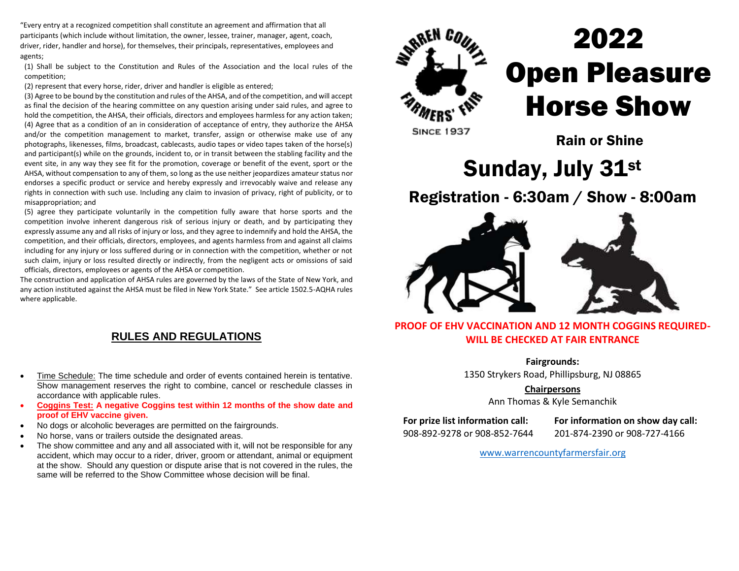"Every entry at a recognized competition shall constitute an agreement and affirmation that all participants (which include without limitation, the owner, lessee, trainer, manager, agent, coach, driver, rider, handler and horse), for themselves, their principals, representatives, employees and agents;

(1) Shall be subject to the Constitution and Rules of the Association and the local rules of the competition;

(2) represent that every horse, rider, driver and handler is eligible as entered;

(3) Agree to be bound by the constitution and rules of the AHSA, and of the competition, and will accept as final the decision of the hearing committee on any question arising under said rules, and agree to hold the competition, the AHSA, their officials, directors and employees harmless for any action taken;

(4) Agree that as a condition of an in consideration of acceptance of entry, they authorize the AHSA and/or the competition management to market, transfer, assign or otherwise make use of any photographs, likenesses, films, broadcast, cablecasts, audio tapes or video tapes taken of the horse(s) and participant(s) while on the grounds, incident to, or in transit between the stabling facility and the event site, in any way they see fit for the promotion, coverage or benefit of the event, sport or the AHSA, without compensation to any of them, so long as the use neither jeopardizes amateur status nor endorses a specific product or service and hereby expressly and irrevocably waive and release any rights in connection with such use. Including any claim to invasion of privacy, right of publicity, or to misappropriation; and

(5) agree they participate voluntarily in the competition fully aware that horse sports and the competition involve inherent dangerous risk of serious injury or death, and by participating they expressly assume any and all risks of injury or loss, and they agree to indemnify and hold the AHSA, the competition, and their officials, directors, employees, and agents harmless from and against all claims including for any injury or loss suffered during or in connection with the competition, whether or not such claim, injury or loss resulted directly or indirectly, from the negligent acts or omissions of said officials, directors, employees or agents of the AHSA or competition.

The construction and application of AHSA rules are governed by the laws of the State of New York, and any action instituted against the AHSA must be filed in New York State." See article 1502.5-AQHA rules where applicable.

## RULES AND REGULATIONS

- Time Schedule: The time schedule and order of events contained herein is tentative. Show management reserves the right to combine, cancel or reschedule classes in accordance with applicable rules.
- **Coggins Test: A negative Coggins test within 12 months of the show date and proof of EHV vaccine given.**
- No dogs or alcoholic beverages are permitted on the fairgrounds.
- No horse, vans or trailers outside the designated areas.
- The show committee and any and all associated with it, will not be responsible for any accident, which may occur to a rider, driver, groom or attendant, animal or equipment at the show. Should any question or dispute arise that is not covered in the rules, the same will be referred to the Show Committee whose decision will be final.

Warren County Farmers' Fair
SINCE 1937

# 2022 Open Pleasure Horse Show

## Rain or Shine

# Sunday, July 31st

## Registration - 6:30am / Show - 8:00am

**PROOF OF EHV VACCINATION AND 12 MONTH COGGINS REQUIRED- WILL BE CHECKED AT FAIR ENTRANCE**

**Fairgrounds:**
1350 Strykers Road, Phillipsburg, NJ 08865

**Chairpersons**
Ann Thomas & Kyle Semanchik

**For prize list information call:**
908-892-9278 or 908-852-7644

**For information on show day call:**
201-874-2390 or 908-727-4166

www.warrencountyfarmersfair.org